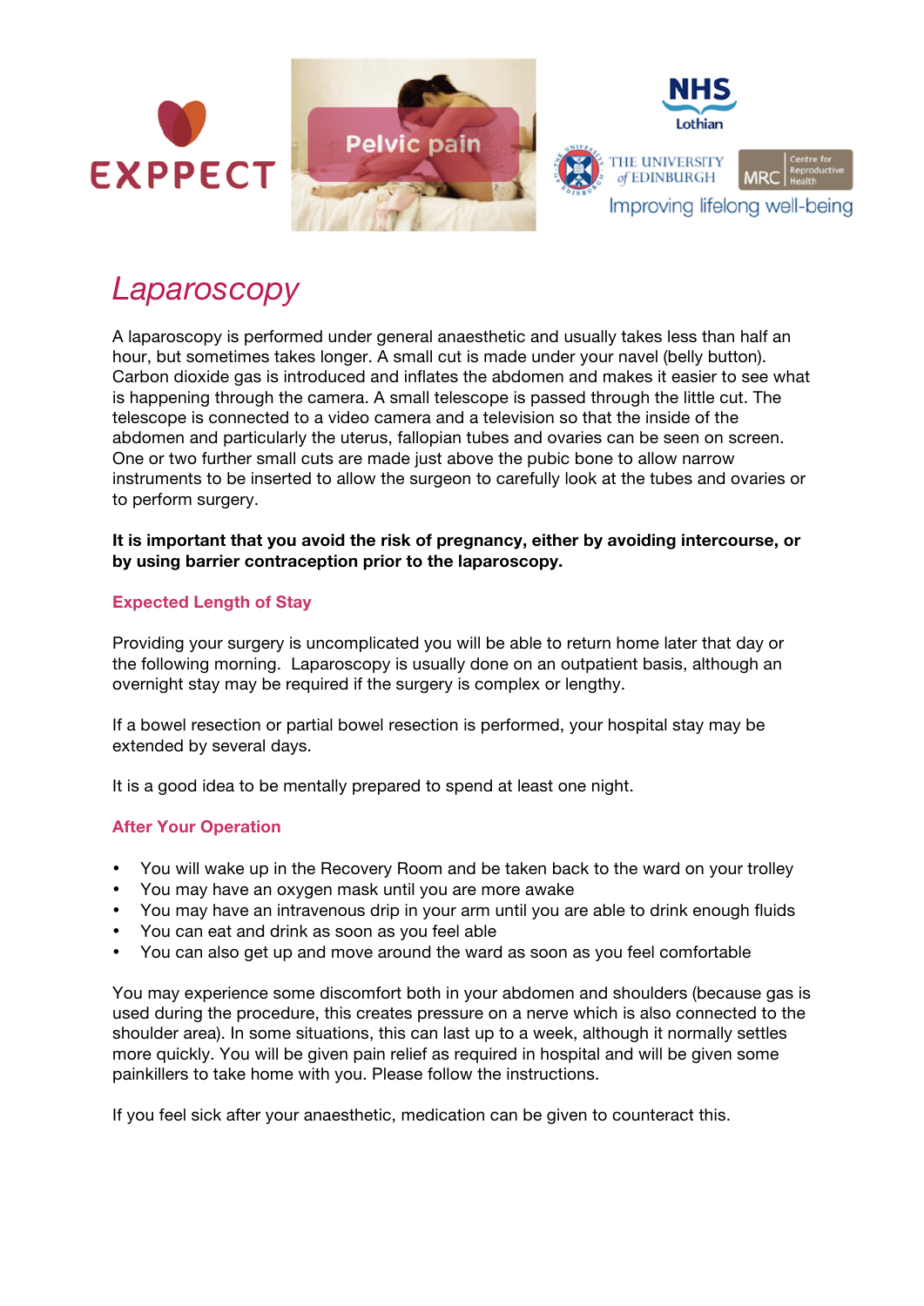# Laparoscopy

A laparoscopy is performed under general anaesthetic and usually takes less than half an hour, but sometimes takes longer. A small cut is made under your navel (belly button). Carbon dioxide gas is introduced and inflates the abdomen and makes it easier to see what is happening through the camera. A small telescope is passed through the little cut. The telescope is connected to a video camera and a television so that the inside of the abdomen and particularly the uterus, fallopian tubes and ovaries can be seen on screen. One or two further small cuts are made just above the pubic bone to allow narrow instruments to be inserted to allow the surgeon to carefully look at the tubes and ovaries or to perform surgery.

**It is important that you avoid the risk of pregnancy, either by avoiding intercourse, or by using barrier contraception prior to the laparoscopy.**

## Expected Length of Stay

Providing your surgery is uncomplicated you will be able to return home later that day or the following morning. Laparoscopy is usually done on an outpatient basis, although an overnight stay may be required if the surgery is complex or lengthy.

If a bowel resection or partial bowel resection is performed, your hospital stay may be extended by several days.

It is a good idea to be mentally prepared to spend at least one night.

## After Your Operation

- You will wake up in the Recovery Room and be taken back to the ward on your trolley
- You may have an oxygen mask until you are more awake
- You may have an intravenous drip in your arm until you are able to drink enough fluids
- You can eat and drink as soon as you feel able
- You can also get up and move around the ward as soon as you feel comfortable

You may experience some discomfort both in your abdomen and shoulders (because gas is used during the procedure, this creates pressure on a nerve which is also connected to the shoulder area). In some situations, this can last up to a week, although it normally settles more quickly. You will be given pain relief as required in hospital and will be given some painkillers to take home with you. Please follow the instructions.

If you feel sick after your anaesthetic, medication can be given to counteract this.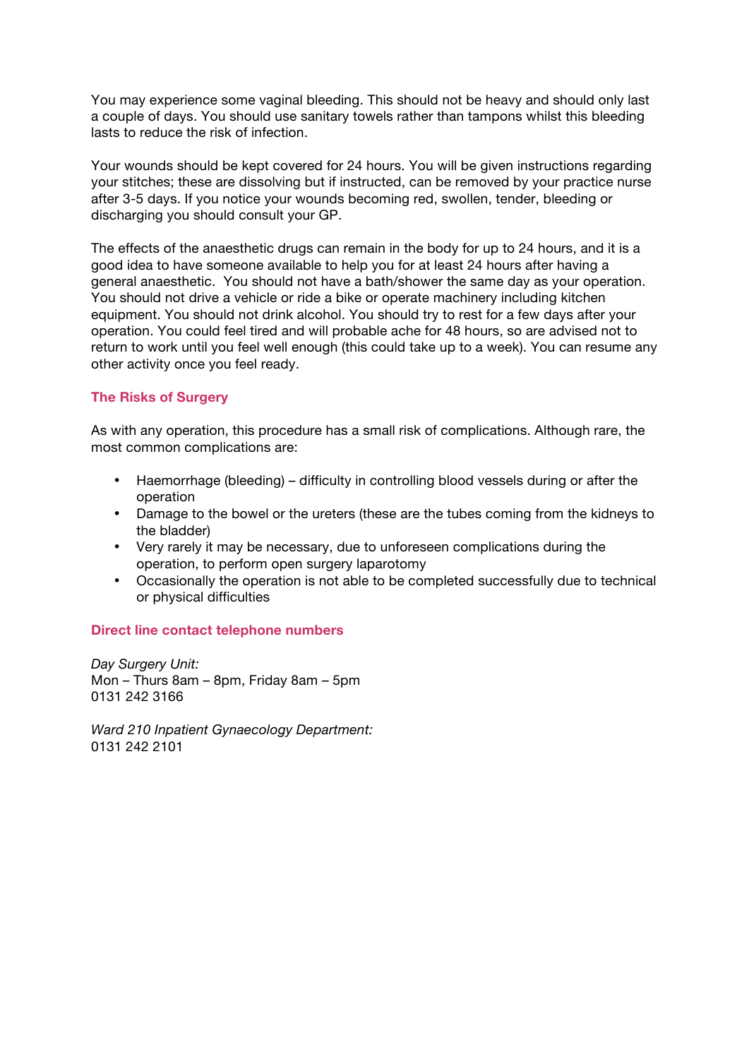You may experience some vaginal bleeding. This should not be heavy and should only last a couple of days. You should use sanitary towels rather than tampons whilst this bleeding lasts to reduce the risk of infection.

Your wounds should be kept covered for 24 hours. You will be given instructions regarding your stitches; these are dissolving but if instructed, can be removed by your practice nurse after 3-5 days. If you notice your wounds becoming red, swollen, tender, bleeding or discharging you should consult your GP.

The effects of the anaesthetic drugs can remain in the body for up to 24 hours, and it is a good idea to have someone available to help you for at least 24 hours after having a general anaesthetic. You should not have a bath/shower the same day as your operation. You should not drive a vehicle or ride a bike or operate machinery including kitchen equipment. You should not drink alcohol. You should try to rest for a few days after your operation. You could feel tired and will probable ache for 48 hours, so are advised not to return to work until you feel well enough (this could take up to a week). You can resume any other activity once you feel ready.

## The Risks of Surgery

As with any operation, this procedure has a small risk of complications. Although rare, the most common complications are:

- Haemorrhage (bleeding) – difficulty in controlling blood vessels during or after the operation
- Damage to the bowel or the ureters (these are the tubes coming from the kidneys to the bladder)
- Very rarely it may be necessary, due to unforeseen complications during the operation, to perform open surgery laparotomy
- Occasionally the operation is not able to be completed successfully due to technical or physical difficulties

## Direct line contact telephone numbers

*Day Surgery Unit:*
Mon – Thurs 8am – 8pm, Friday 8am – 5pm
0131 242 3166

*Ward 210 Inpatient Gynaecology Department:*
0131 242 2101